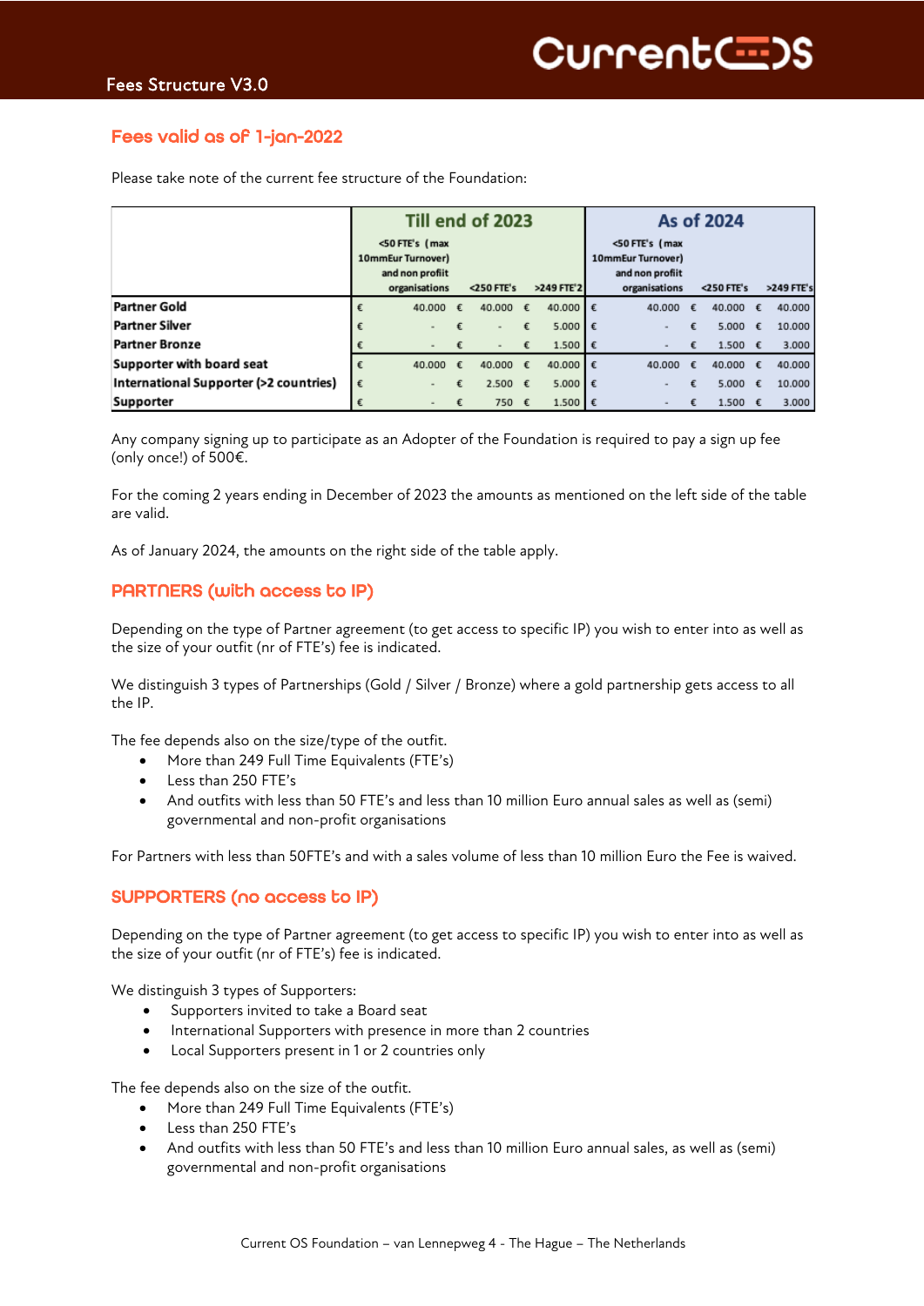Fees Structure V3.0

## Fees valid as of 1-jan-2022

Please take note of the current fee structure of the Foundation:

| | Till end of 2023 | | | As of 2024 | | |
|---|---|---|---|---|---|---|
| | <50 FTE's (max 10mmEur Turnover) and non profit organisations | <250 FTE's | >249 FTE'2 | <50 FTE's (max 10mmEur Turnover) and non profit organisations | <250 FTE's | >249 FTE's |
| **Partner Gold** | € 40.000 | € 40.000 | € 40.000 | € 40.000 | € 40.000 | € 40.000 |
| **Partner Silver** | € - | € - | € 5.000 | € - | € 5.000 | € 10.000 |
| **Partner Bronze** | € - | € - | € 1.500 | € - | € 1.500 | € 3.000 |
| **Supporter with board seat** | € 40.000 | € 40.000 | € 40.000 | € 40.000 | € 40.000 | € 40.000 |
| **International Supporter (>2 countries)** | € - | € 2.500 | € 5.000 | € - | € 5.000 | € 10.000 |
| **Supporter** | € - | € 750 | € 1.500 | € - | € 1.500 | € 3.000 |

Any company signing up to participate as an Adopter of the Foundation is required to pay a sign up fee (only once!) of 500€.

For the coming 2 years ending in December of 2023 the amounts as mentioned on the left side of the table are valid.

As of January 2024, the amounts on the right side of the table apply.

## PARTNERS (with access to IP)

Depending on the type of Partner agreement (to get access to specific IP) you wish to enter into as well as the size of your outfit (nr of FTE's) fee is indicated.

We distinguish 3 types of Partnerships (Gold / Silver / Bronze) where a gold partnership gets access to all the IP.

The fee depends also on the size/type of the outfit.

- More than 249 Full Time Equivalents (FTE's)
- Less than 250 FTE's
- And outfits with less than 50 FTE's and less than 10 million Euro annual sales as well as (semi) governmental and non-profit organisations

For Partners with less than 50FTE's and with a sales volume of less than 10 million Euro the Fee is waived.

## SUPPORTERS (no access to IP)

Depending on the type of Partner agreement (to get access to specific IP) you wish to enter into as well as the size of your outfit (nr of FTE's) fee is indicated.

We distinguish 3 types of Supporters:

- Supporters invited to take a Board seat
- International Supporters with presence in more than 2 countries
- Local Supporters present in 1 or 2 countries only

The fee depends also on the size of the outfit.

- More than 249 Full Time Equivalents (FTE's)
- Less than 250 FTE's
- And outfits with less than 50 FTE's and less than 10 million Euro annual sales, as well as (semi) governmental and non-profit organisations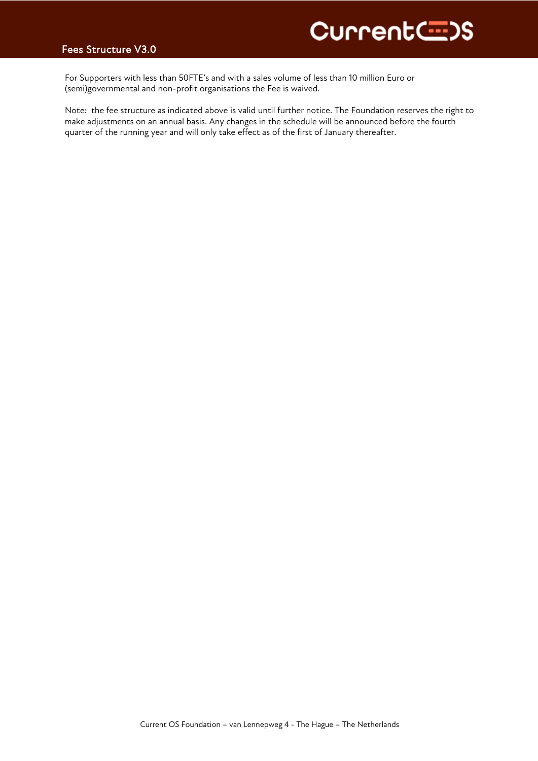For Supporters with less than 50FTE's and with a sales volume of less than 10 million Euro or (semi)governmental and non-profit organisations the Fee is waived.

Note: the fee structure as indicated above is valid until further notice. The Foundation reserves the right to make adjustments on an annual basis. Any changes in the schedule will be announced before the fourth quarter of the running year and will only take effect as of the first of January thereafter.